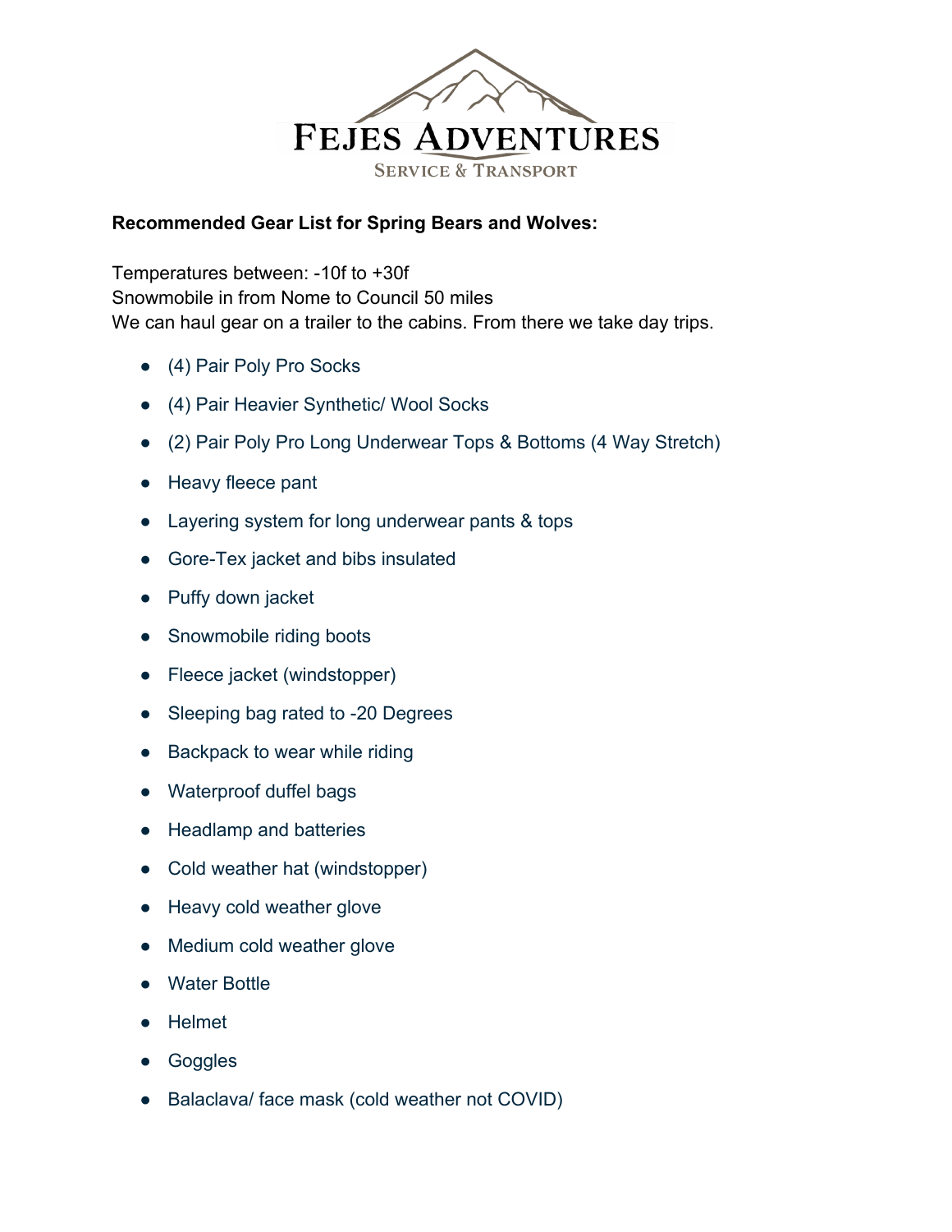# Fejes Adventures

Service & Transport

**Recommended Gear List for Spring Bears and Wolves:**

Temperatures between: -10f to +30f
Snowmobile in from Nome to Council 50 miles
We can haul gear on a trailer to the cabins. From there we take day trips.

- (4) Pair Poly Pro Socks
- (4) Pair Heavier Synthetic/ Wool Socks
- (2) Pair Poly Pro Long Underwear Tops & Bottoms (4 Way Stretch)
- Heavy fleece pant
- Layering system for long underwear pants & tops
- Gore-Tex jacket and bibs insulated
- Puffy down jacket
- Snowmobile riding boots
- Fleece jacket (windstopper)
- Sleeping bag rated to -20 Degrees
- Backpack to wear while riding
- Waterproof duffel bags
- Headlamp and batteries
- Cold weather hat (windstopper)
- Heavy cold weather glove
- Medium cold weather glove
- Water Bottle
- Helmet
- Goggles
- Balaclava/ face mask (cold weather not COVID)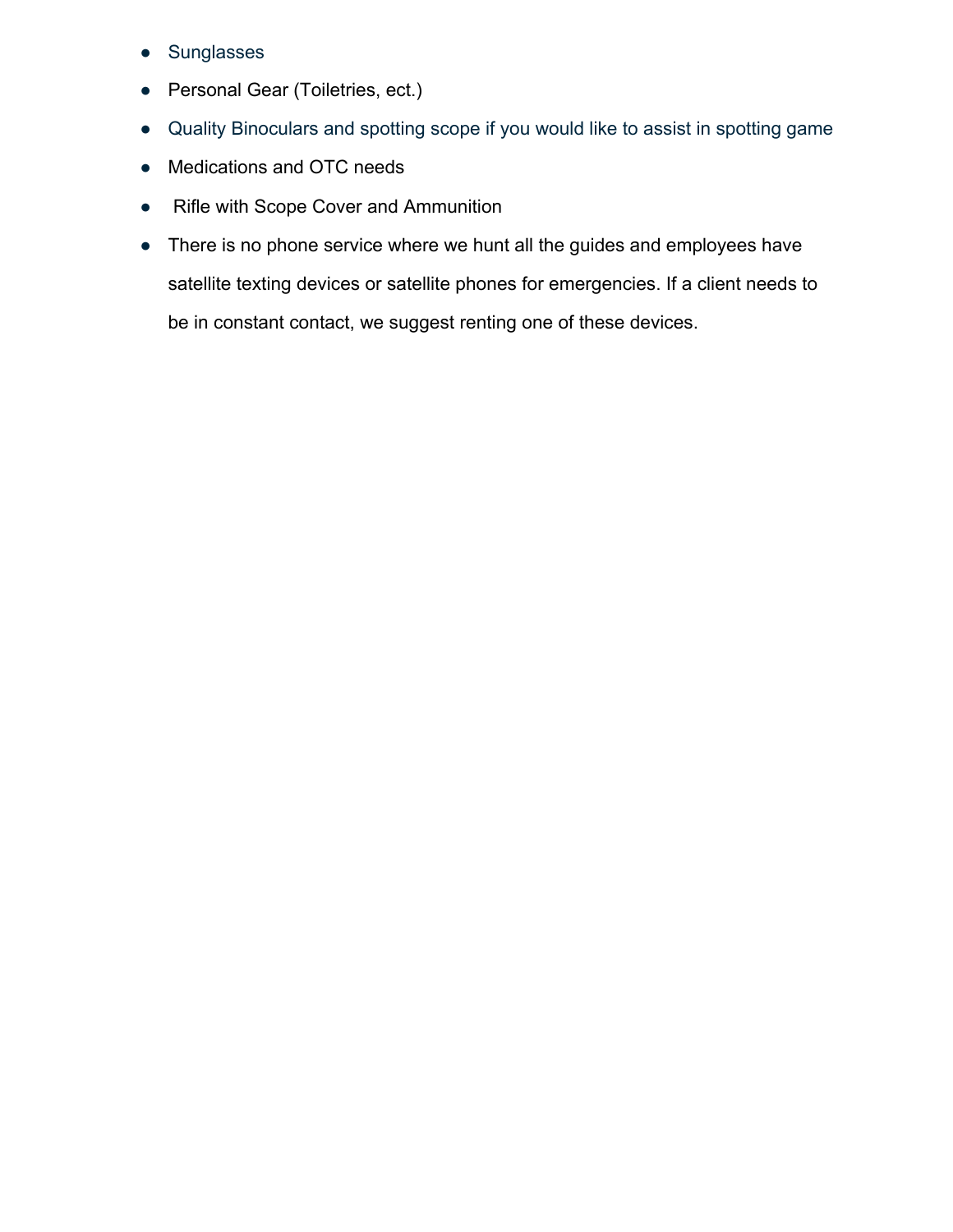- Sunglasses
- Personal Gear (Toiletries, ect.)
- Quality Binoculars and spotting scope if you would like to assist in spotting game
- Medications and OTC needs
- Rifle with Scope Cover and Ammunition
- There is no phone service where we hunt all the guides and employees have satellite texting devices or satellite phones for emergencies. If a client needs to be in constant contact, we suggest renting one of these devices.